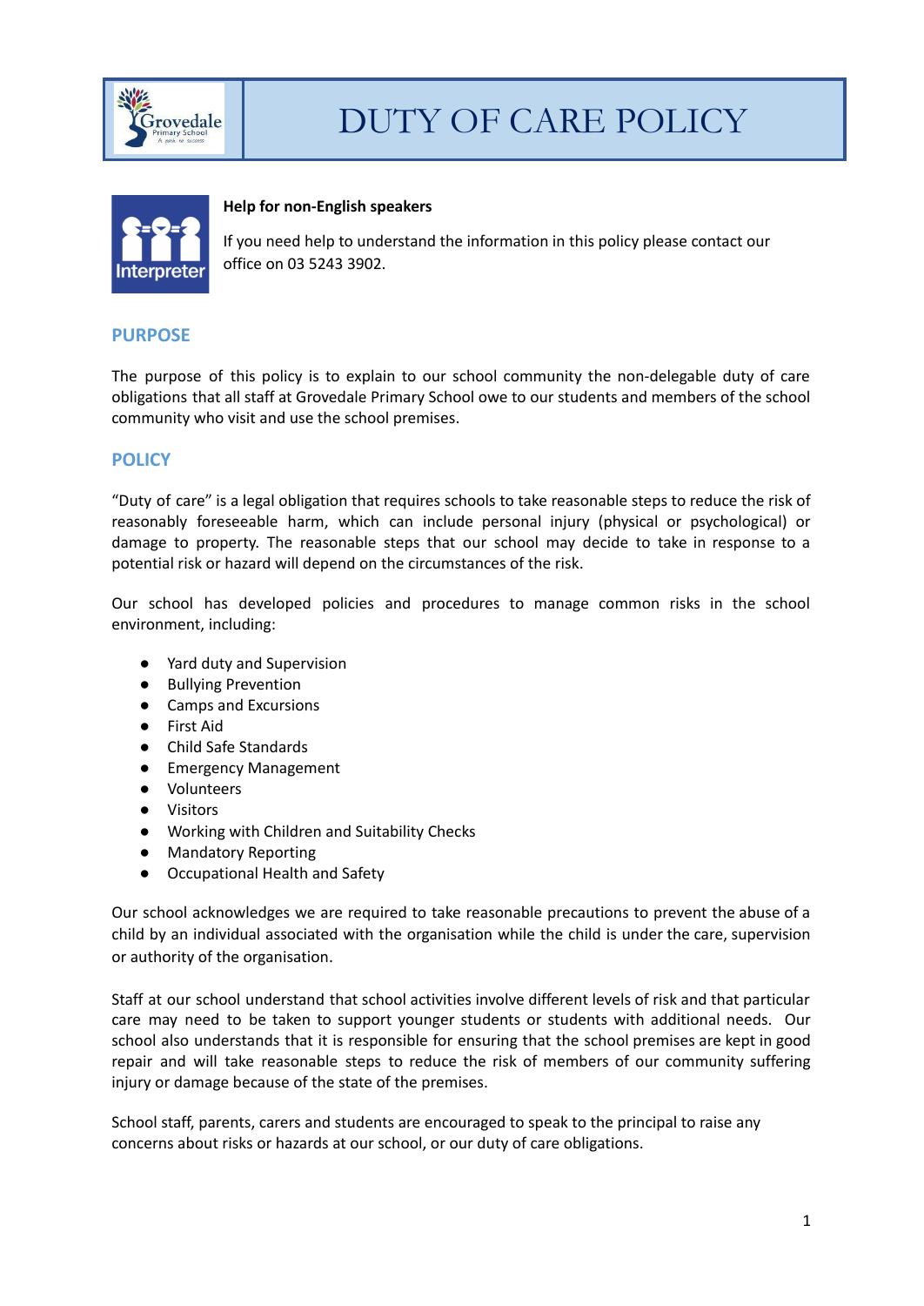# DUTY OF CARE POLICY

**Help for non-English speakers**

If you need help to understand the information in this policy please contact our office on 03 5243 3902.

## PURPOSE

The purpose of this policy is to explain to our school community the non-delegable duty of care obligations that all staff at Grovedale Primary School owe to our students and members of the school community who visit and use the school premises.

## POLICY

"Duty of care" is a legal obligation that requires schools to take reasonable steps to reduce the risk of reasonably foreseeable harm, which can include personal injury (physical or psychological) or damage to property. The reasonable steps that our school may decide to take in response to a potential risk or hazard will depend on the circumstances of the risk.

Our school has developed policies and procedures to manage common risks in the school environment, including:

- Yard duty and Supervision
- Bullying Prevention
- Camps and Excursions
- First Aid
- Child Safe Standards
- Emergency Management
- Volunteers
- Visitors
- Working with Children and Suitability Checks
- Mandatory Reporting
- Occupational Health and Safety

Our school acknowledges we are required to take reasonable precautions to prevent the abuse of a child by an individual associated with the organisation while the child is under the care, supervision or authority of the organisation.

Staff at our school understand that school activities involve different levels of risk and that particular care may need to be taken to support younger students or students with additional needs. Our school also understands that it is responsible for ensuring that the school premises are kept in good repair and will take reasonable steps to reduce the risk of members of our community suffering injury or damage because of the state of the premises.

School staff, parents, carers and students are encouraged to speak to the principal to raise any concerns about risks or hazards at our school, or our duty of care obligations.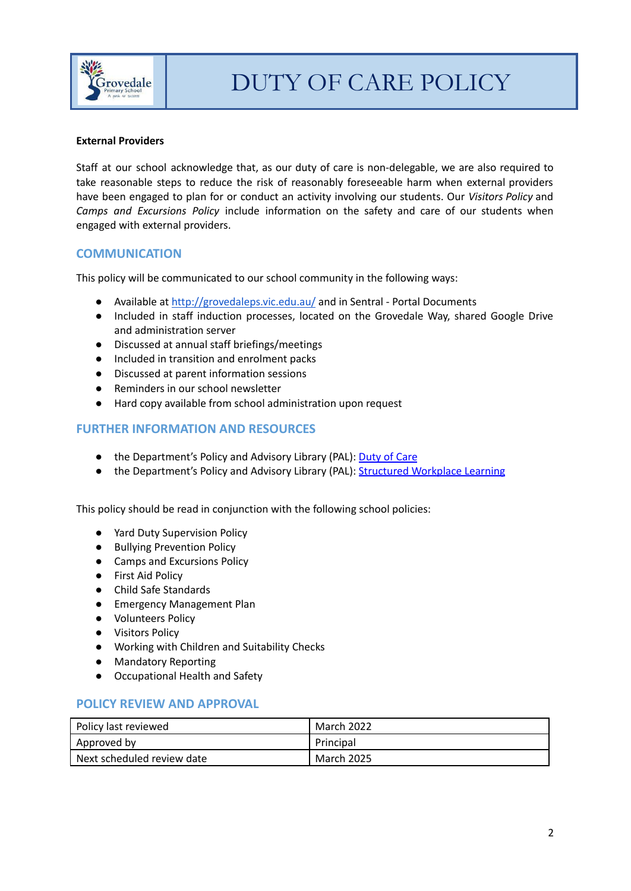**External Providers**

Staff at our school acknowledge that, as our duty of care is non-delegable, we are also required to take reasonable steps to reduce the risk of reasonably foreseeable harm when external providers have been engaged to plan for or conduct an activity involving our students. Our *Visitors Policy* and *Camps and Excursions Policy* include information on the safety and care of our students when engaged with external providers.

## COMMUNICATION

This policy will be communicated to our school community in the following ways:

- Available at [http://grovedaleps.vic.edu.au/](http://grovedaleps.vic.edu.au/) and in Sentral - Portal Documents
- Included in staff induction processes, located on the Grovedale Way, shared Google Drive and administration server
- Discussed at annual staff briefings/meetings
- Included in transition and enrolment packs
- Discussed at parent information sessions
- Reminders in our school newsletter
- Hard copy available from school administration upon request

## FURTHER INFORMATION AND RESOURCES

- the Department's Policy and Advisory Library (PAL): Duty of Care
- the Department's Policy and Advisory Library (PAL): Structured Workplace Learning

This policy should be read in conjunction with the following school policies:

- Yard Duty Supervision Policy
- Bullying Prevention Policy
- Camps and Excursions Policy
- First Aid Policy
- Child Safe Standards
- Emergency Management Plan
- Volunteers Policy
- Visitors Policy
- Working with Children and Suitability Checks
- Mandatory Reporting
- Occupational Health and Safety

## POLICY REVIEW AND APPROVAL

| | |
|---|---|
| Policy last reviewed | March 2022 |
| Approved by | Principal |
| Next scheduled review date | March 2025 |